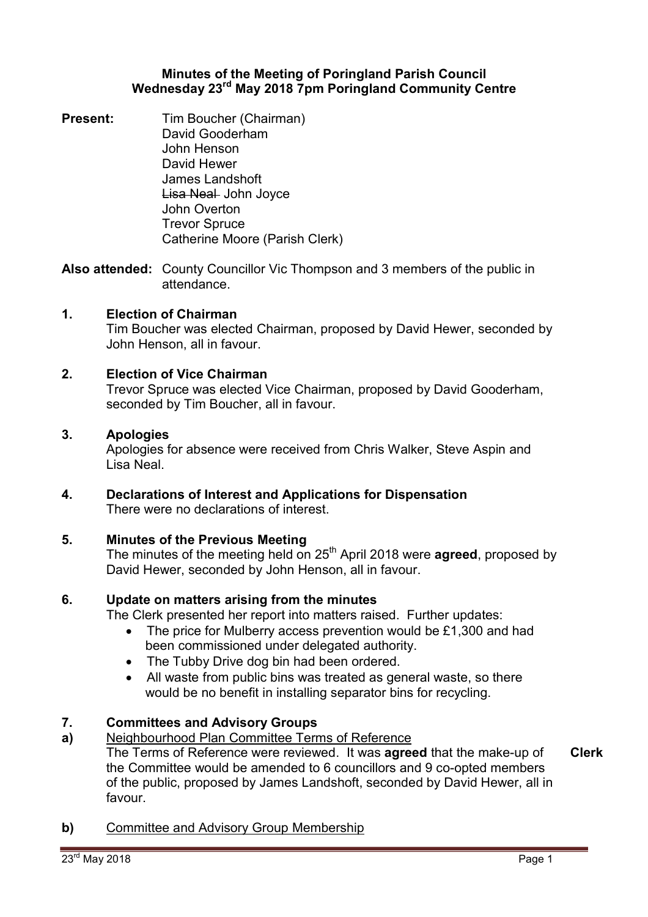# Minutes of the Meeting of Poringland Parish Council
## Wednesday 23rd May 2018 7pm Poringland Community Centre

**Present:**
Tim Boucher (Chairman)
David Gooderham
John Henson
David Hewer
James Landshoft
~~Lisa Neal~~ John Joyce
John Overton
Trevor Spruce
Catherine Moore (Parish Clerk)

**Also attended:** County Councillor Vic Thompson and 3 members of the public in attendance.

**1. Election of Chairman**

Tim Boucher was elected Chairman, proposed by David Hewer, seconded by John Henson, all in favour.

**2. Election of Vice Chairman**

Trevor Spruce was elected Vice Chairman, proposed by David Gooderham, seconded by Tim Boucher, all in favour.

**3. Apologies**

Apologies for absence were received from Chris Walker, Steve Aspin and Lisa Neal.

**4. Declarations of Interest and Applications for Dispensation**

There were no declarations of interest.

**5. Minutes of the Previous Meeting**

The minutes of the meeting held on 25th April 2018 were **agreed**, proposed by David Hewer, seconded by John Henson, all in favour.

**6. Update on matters arising from the minutes**

The Clerk presented her report into matters raised. Further updates:

- The price for Mulberry access prevention would be £1,300 and had been commissioned under delegated authority.
- The Tubby Drive dog bin had been ordered.
- All waste from public bins was treated as general waste, so there would be no benefit in installing separator bins for recycling.

**7. Committees and Advisory Groups**

**a)** Neighbourhood Plan Committee Terms of Reference

The Terms of Reference were reviewed. It was **agreed** that the make-up of the Committee would be amended to 6 councillors and 9 co-opted members of the public, proposed by James Landshoft, seconded by David Hewer, all in favour. **Clerk**

**b)** Committee and Advisory Group Membership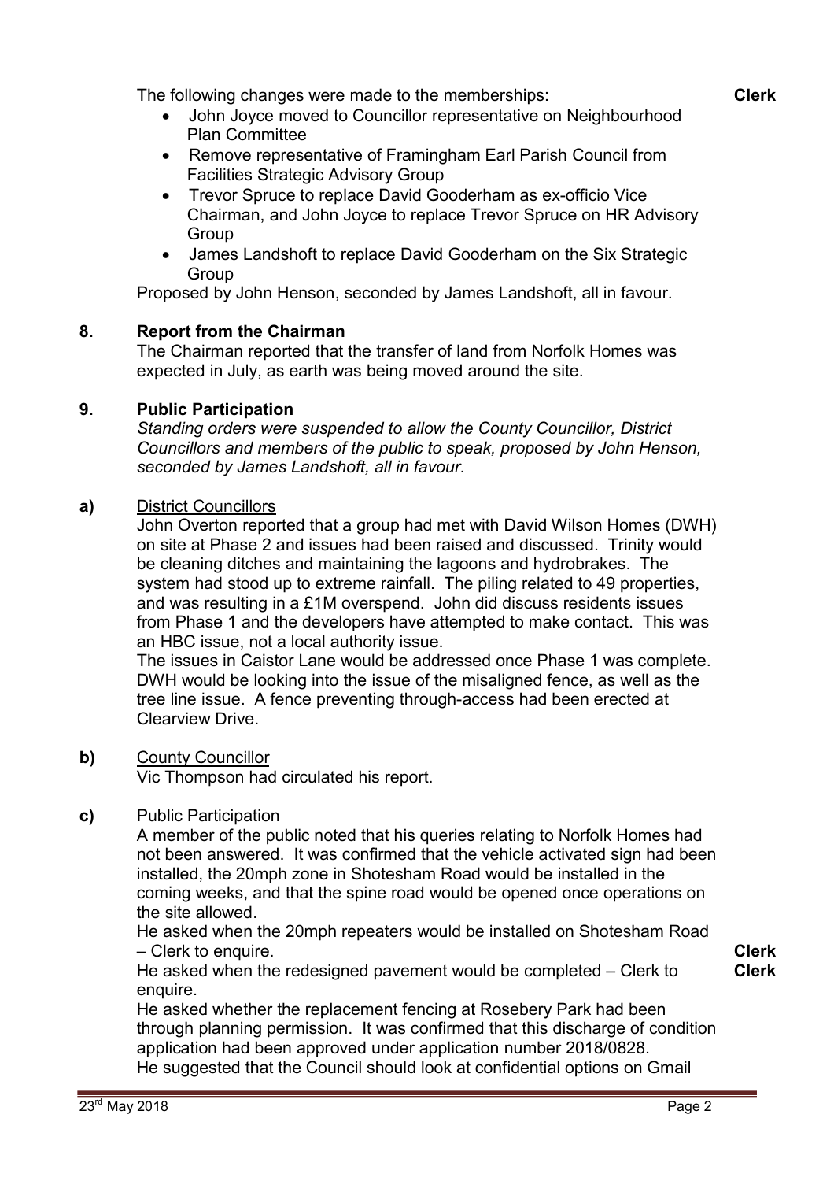The following changes were made to the memberships: **Clerk**

- John Joyce moved to Councillor representative on Neighbourhood Plan Committee
- Remove representative of Framingham Earl Parish Council from Facilities Strategic Advisory Group
- Trevor Spruce to replace David Gooderham as ex-officio Vice Chairman, and John Joyce to replace Trevor Spruce on HR Advisory Group
- James Landshoft to replace David Gooderham on the Six Strategic Group

Proposed by John Henson, seconded by James Landshoft, all in favour.

## 8. Report from the Chairman

The Chairman reported that the transfer of land from Norfolk Homes was expected in July, as earth was being moved around the site.

## 9. Public Participation

*Standing orders were suspended to allow the County Councillor, District Councillors and members of the public to speak, proposed by John Henson, seconded by James Landshoft, all in favour.*

**a)** District Councillors

John Overton reported that a group had met with David Wilson Homes (DWH) on site at Phase 2 and issues had been raised and discussed. Trinity would be cleaning ditches and maintaining the lagoons and hydrobrakes. The system had stood up to extreme rainfall. The piling related to 49 properties, and was resulting in a £1M overspend. John did discuss residents issues from Phase 1 and the developers have attempted to make contact. This was an HBC issue, not a local authority issue.

The issues in Caistor Lane would be addressed once Phase 1 was complete. DWH would be looking into the issue of the misaligned fence, as well as the tree line issue. A fence preventing through-access had been erected at Clearview Drive.

**b)** County Councillor

Vic Thompson had circulated his report.

**c)** Public Participation

A member of the public noted that his queries relating to Norfolk Homes had not been answered. It was confirmed that the vehicle activated sign had been installed, the 20mph zone in Shotesham Road would be installed in the coming weeks, and that the spine road would be opened once operations on the site allowed.

He asked when the 20mph repeaters would be installed on Shotesham Road – Clerk to enquire. **Clerk**

He asked when the redesigned pavement would be completed – Clerk to enquire. **Clerk**

He asked whether the replacement fencing at Rosebery Park had been through planning permission. It was confirmed that this discharge of condition application had been approved under application number 2018/0828.

He suggested that the Council should look at confidential options on Gmail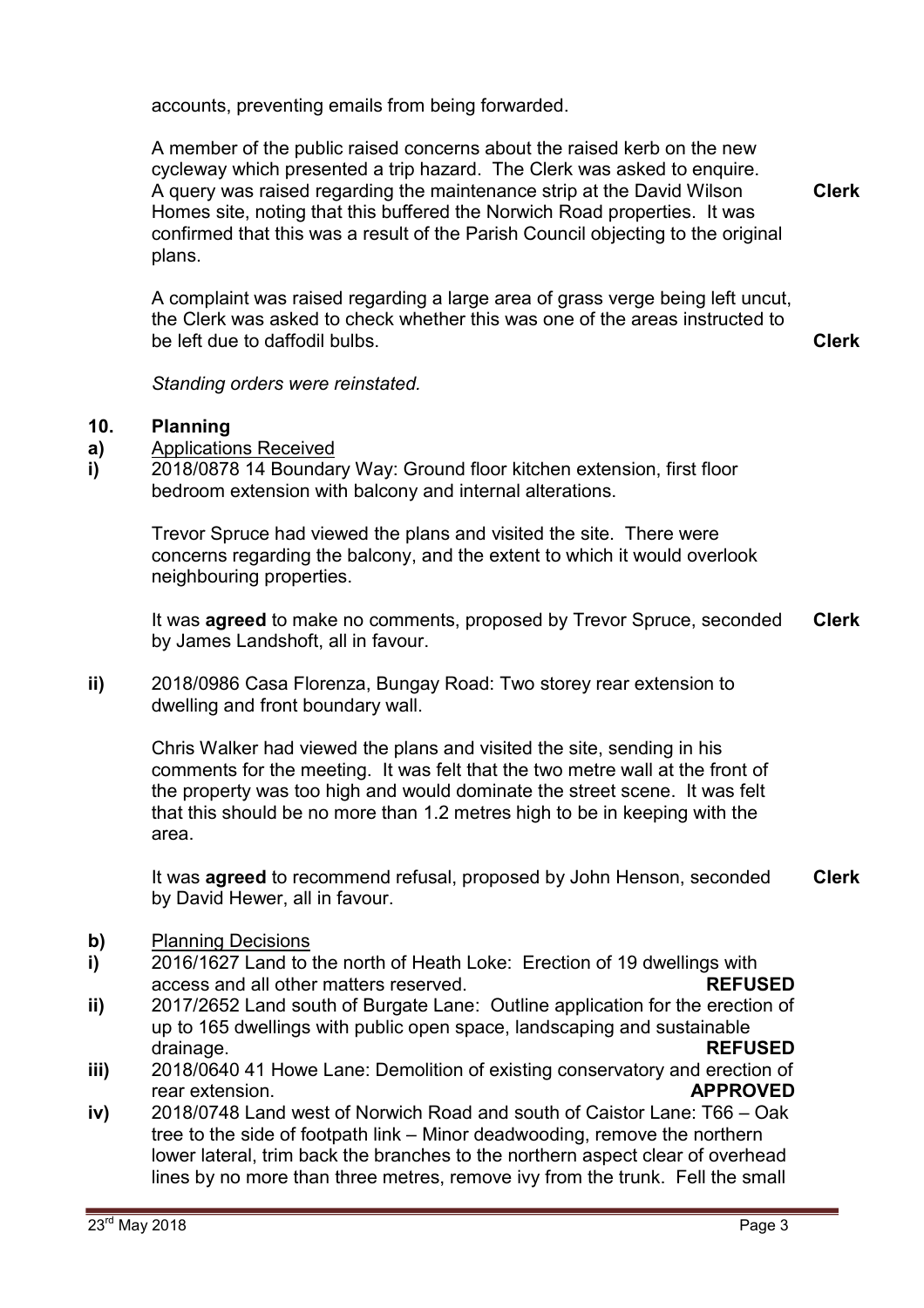accounts, preventing emails from being forwarded.

A member of the public raised concerns about the raised kerb on the new cycleway which presented a trip hazard. The Clerk was asked to enquire. **Clerk**

A query was raised regarding the maintenance strip at the David Wilson Homes site, noting that this buffered the Norwich Road properties. It was confirmed that this was a result of the Parish Council objecting to the original plans.

A complaint was raised regarding a large area of grass verge being left uncut, the Clerk was asked to check whether this was one of the areas instructed to be left due to daffodil bulbs. **Clerk**

*Standing orders were reinstated.*

## 10. Planning

**a)** Applications Received

**i)** 2018/0878 14 Boundary Way: Ground floor kitchen extension, first floor bedroom extension with balcony and internal alterations.

Trevor Spruce had viewed the plans and visited the site. There were concerns regarding the balcony, and the extent to which it would overlook neighbouring properties.

It was **agreed** to make no comments, proposed by Trevor Spruce, seconded by James Landshoft, all in favour. **Clerk**

**ii)** 2018/0986 Casa Florenza, Bungay Road: Two storey rear extension to dwelling and front boundary wall.

Chris Walker had viewed the plans and visited the site, sending in his comments for the meeting. It was felt that the two metre wall at the front of the property was too high and would dominate the street scene. It was felt that this should be no more than 1.2 metres high to be in keeping with the area.

It was **agreed** to recommend refusal, proposed by John Henson, seconded by David Hewer, all in favour. **Clerk**

**b)** Planning Decisions

**i)** 2016/1627 Land to the north of Heath Loke: Erection of 19 dwellings with access and all other matters reserved. **REFUSED**

**ii)** 2017/2652 Land south of Burgate Lane: Outline application for the erection of up to 165 dwellings with public open space, landscaping and sustainable drainage. **REFUSED**

**iii)** 2018/0640 41 Howe Lane: Demolition of existing conservatory and erection of rear extension. **APPROVED**

**iv)** 2018/0748 Land west of Norwich Road and south of Caistor Lane: T66 – Oak tree to the side of footpath link – Minor deadwooding, remove the northern lower lateral, trim back the branches to the northern aspect clear of overhead lines by no more than three metres, remove ivy from the trunk. Fell the small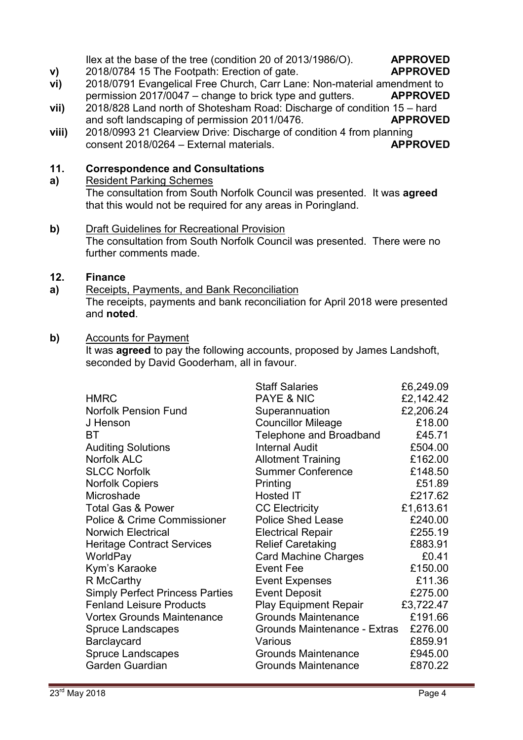Ilex at the base of the tree (condition 20 of 2013/1986/O). **APPROVED**

**v)** 2018/0784 15 The Footpath: Erection of gate. **APPROVED**

**vi)** 2018/0791 Evangelical Free Church, Carr Lane: Non-material amendment to permission 2017/0047 – change to brick type and gutters. **APPROVED**

**vii)** 2018/828 Land north of Shotesham Road: Discharge of condition 15 – hard and soft landscaping of permission 2011/0476. **APPROVED**

**viii)** 2018/0993 21 Clearview Drive: Discharge of condition 4 from planning consent 2018/0264 – External materials. **APPROVED**

## 11. Correspondence and Consultations

**a)** Resident Parking Schemes

The consultation from South Norfolk Council was presented. It was **agreed** that this would not be required for any areas in Poringland.

**b)** Draft Guidelines for Recreational Provision

The consultation from South Norfolk Council was presented. There were no further comments made.

## 12. Finance

**a)** Receipts, Payments, and Bank Reconciliation

The receipts, payments and bank reconciliation for April 2018 were presented and **noted**.

**b)** Accounts for Payment

It was **agreed** to pay the following accounts, proposed by James Landshoft, seconded by David Gooderham, all in favour.

| | | |
|---|---|---|
| | Staff Salaries | £6,249.09 |
| HMRC | PAYE & NIC | £2,142.42 |
| Norfolk Pension Fund | Superannuation | £2,206.24 |
| J Henson | Councillor Mileage | £18.00 |
| BT | Telephone and Broadband | £45.71 |
| Auditing Solutions | Internal Audit | £504.00 |
| Norfolk ALC | Allotment Training | £162.00 |
| SLCC Norfolk | Summer Conference | £148.50 |
| Norfolk Copiers | Printing | £51.89 |
| Microshade | Hosted IT | £217.62 |
| Total Gas & Power | CC Electricity | £1,613.61 |
| Police & Crime Commissioner | Police Shed Lease | £240.00 |
| Norwich Electrical | Electrical Repair | £255.19 |
| Heritage Contract Services | Relief Caretaking | £883.91 |
| WorldPay | Card Machine Charges | £0.41 |
| Kym's Karaoke | Event Fee | £150.00 |
| R McCarthy | Event Expenses | £11.36 |
| Simply Perfect Princess Parties | Event Deposit | £275.00 |
| Fenland Leisure Products | Play Equipment Repair | £3,722.47 |
| Vortex Grounds Maintenance | Grounds Maintenance | £191.66 |
| Spruce Landscapes | Grounds Maintenance - Extras | £276.00 |
| Barclaycard | Various | £859.91 |
| Spruce Landscapes | Grounds Maintenance | £945.00 |
| Garden Guardian | Grounds Maintenance | £870.22 |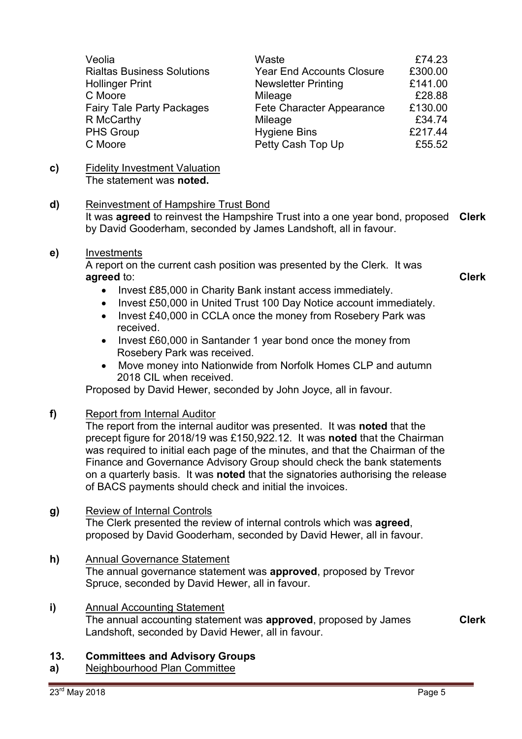| | | |
|---|---|---|
| Veolia | Waste | £74.23 |
| Rialtas Business Solutions | Year End Accounts Closure | £300.00 |
| Hollinger Print | Newsletter Printing | £141.00 |
| C Moore | Mileage | £28.88 |
| Fairy Tale Party Packages | Fete Character Appearance | £130.00 |
| R McCarthy | Mileage | £34.74 |
| PHS Group | Hygiene Bins | £217.44 |
| C Moore | Petty Cash Top Up | £55.52 |

**c)** Fidelity Investment Valuation
The statement was **noted.**

**d)** Reinvestment of Hampshire Trust Bond
It was **agreed** to reinvest the Hampshire Trust into a one year bond, proposed by David Gooderham, seconded by James Landshoft, all in favour. **Clerk**

**e)** Investments
A report on the current cash position was presented by the Clerk. It was **agreed** to: **Clerk**

- Invest £85,000 in Charity Bank instant access immediately.
- Invest £50,000 in United Trust 100 Day Notice account immediately.
- Invest £40,000 in CCLA once the money from Rosebery Park was received.
- Invest £60,000 in Santander 1 year bond once the money from Rosebery Park was received.
- Move money into Nationwide from Norfolk Homes CLP and autumn 2018 CIL when received.

Proposed by David Hewer, seconded by John Joyce, all in favour.

**f)** Report from Internal Auditor
The report from the internal auditor was presented. It was **noted** that the precept figure for 2018/19 was £150,922.12. It was **noted** that the Chairman was required to initial each page of the minutes, and that the Chairman of the Finance and Governance Advisory Group should check the bank statements on a quarterly basis. It was **noted** that the signatories authorising the release of BACS payments should check and initial the invoices.

**g)** Review of Internal Controls
The Clerk presented the review of internal controls which was **agreed**, proposed by David Gooderham, seconded by David Hewer, all in favour.

**h)** Annual Governance Statement
The annual governance statement was **approved**, proposed by Trevor Spruce, seconded by David Hewer, all in favour.

**i)** Annual Accounting Statement
The annual accounting statement was **approved**, proposed by James Landshoft, seconded by David Hewer, all in favour. **Clerk**

## 13. Committees and Advisory Groups

**a)** Neighbourhood Plan Committee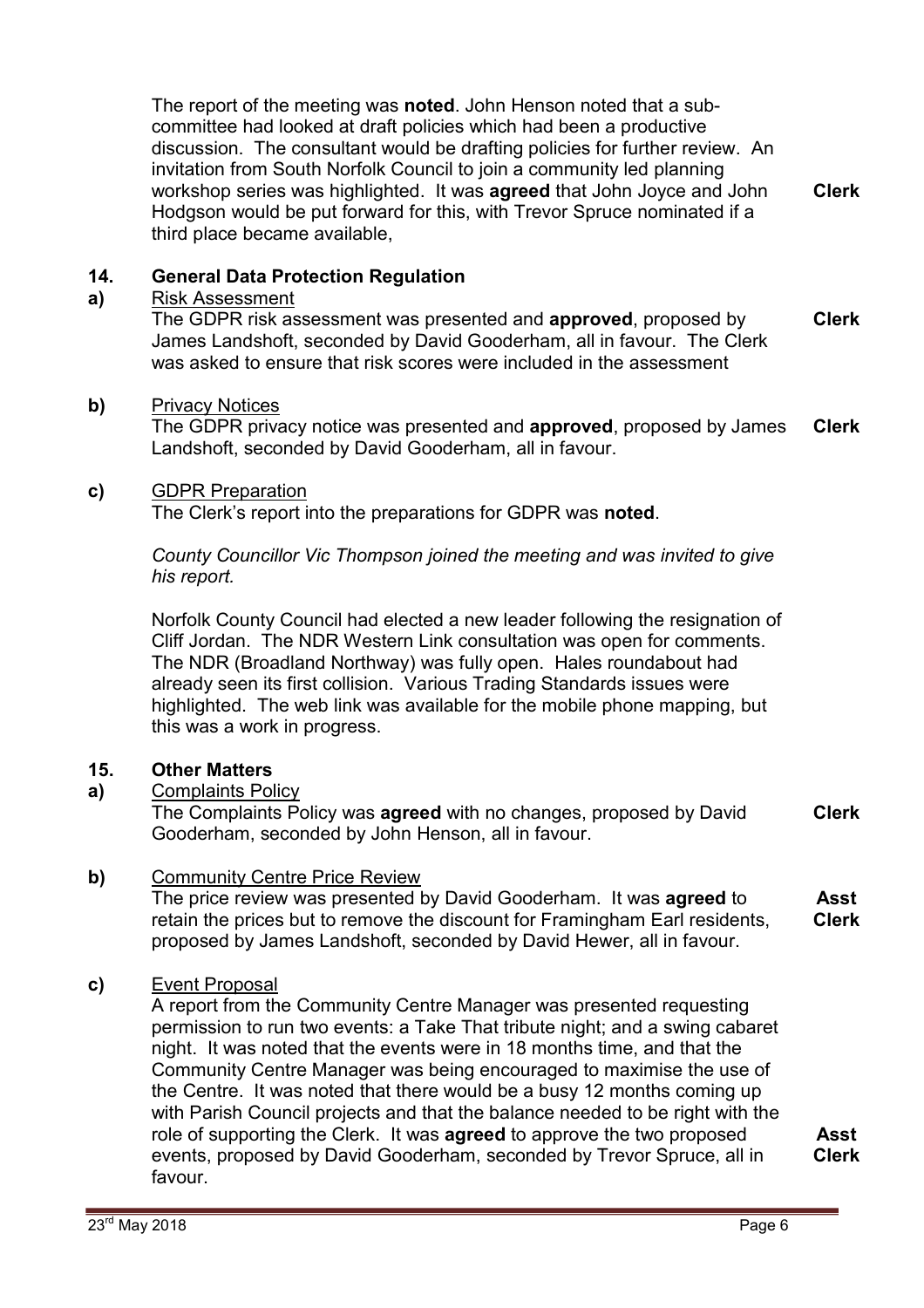The report of the meeting was **noted**. John Henson noted that a sub-committee had looked at draft policies which had been a productive discussion. The consultant would be drafting policies for further review. An invitation from South Norfolk Council to join a community led planning workshop series was highlighted. It was **agreed** that John Joyce and John Hodgson would be put forward for this, with Trevor Spruce nominated if a third place became available, **Clerk**

## 14. General Data Protection Regulation

**a)** Risk Assessment

The GDPR risk assessment was presented and **approved**, proposed by James Landshoft, seconded by David Gooderham, all in favour. The Clerk was asked to ensure that risk scores were included in the assessment **Clerk**

**b)** Privacy Notices

The GDPR privacy notice was presented and **approved**, proposed by James Landshoft, seconded by David Gooderham, all in favour. **Clerk**

**c)** GDPR Preparation

The Clerk's report into the preparations for GDPR was **noted**.

*County Councillor Vic Thompson joined the meeting and was invited to give his report.*

Norfolk County Council had elected a new leader following the resignation of Cliff Jordan. The NDR Western Link consultation was open for comments. The NDR (Broadland Northway) was fully open. Hales roundabout had already seen its first collision. Various Trading Standards issues were highlighted. The web link was available for the mobile phone mapping, but this was a work in progress.

## 15. Other Matters

**a)** Complaints Policy

The Complaints Policy was **agreed** with no changes, proposed by David Gooderham, seconded by John Henson, all in favour. **Clerk**

**b)** Community Centre Price Review

The price review was presented by David Gooderham. It was **agreed** to retain the prices but to remove the discount for Framingham Earl residents, proposed by James Landshoft, seconded by David Hewer, all in favour. **Asst Clerk**

**c)** Event Proposal

A report from the Community Centre Manager was presented requesting permission to run two events: a Take That tribute night; and a swing cabaret night. It was noted that the events were in 18 months time, and that the Community Centre Manager was being encouraged to maximise the use of the Centre. It was noted that there would be a busy 12 months coming up with Parish Council projects and that the balance needed to be right with the role of supporting the Clerk. It was **agreed** to approve the two proposed events, proposed by David Gooderham, seconded by Trevor Spruce, all in favour. **Asst Clerk**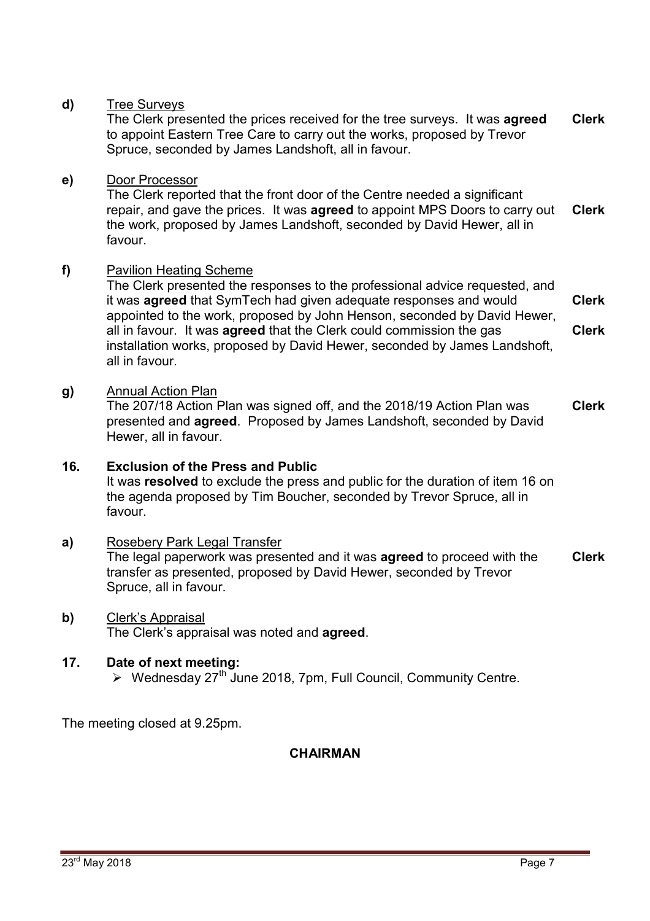**d)** Tree Surveys
The Clerk presented the prices received for the tree surveys. It was **agreed** to appoint Eastern Tree Care to carry out the works, proposed by Trevor Spruce, seconded by James Landshoft, all in favour. **Clerk**

**e)** Door Processor
The Clerk reported that the front door of the Centre needed a significant repair, and gave the prices. It was **agreed** to appoint MPS Doors to carry out the work, proposed by James Landshoft, seconded by David Hewer, all in favour. **Clerk**

**f)** Pavilion Heating Scheme
The Clerk presented the responses to the professional advice requested, and it was **agreed** that SymTech had given adequate responses and would appointed to the work, proposed by John Henson, seconded by David Hewer, all in favour. It was **agreed** that the Clerk could commission the gas installation works, proposed by David Hewer, seconded by James Landshoft, all in favour. **Clerk** **Clerk**

**g)** Annual Action Plan
The 207/18 Action Plan was signed off, and the 2018/19 Action Plan was presented and **agreed**. Proposed by James Landshoft, seconded by David Hewer, all in favour. **Clerk**

**16. Exclusion of the Press and Public**
It was **resolved** to exclude the press and public for the duration of item 16 on the agenda proposed by Tim Boucher, seconded by Trevor Spruce, all in favour.

**a)** Rosebery Park Legal Transfer
The legal paperwork was presented and it was **agreed** to proceed with the transfer as presented, proposed by David Hewer, seconded by Trevor Spruce, all in favour. **Clerk**

**b)** Clerk's Appraisal
The Clerk's appraisal was noted and **agreed**.

**17. Date of next meeting:**

- Wednesday 27th June 2018, 7pm, Full Council, Community Centre.

The meeting closed at 9.25pm.

**CHAIRMAN**